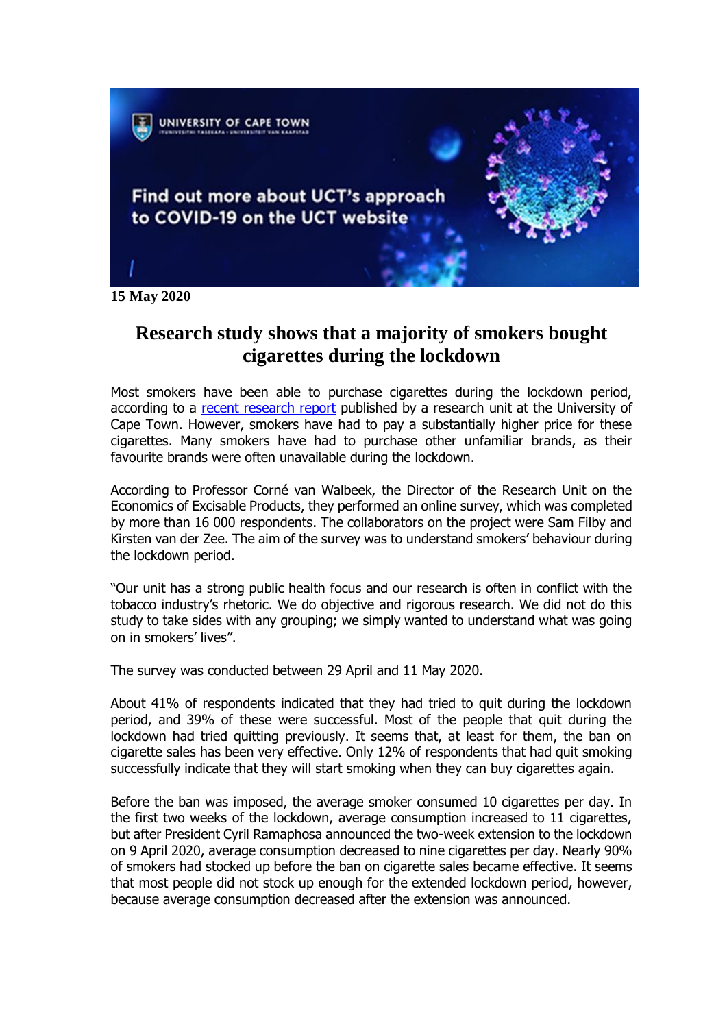15 May 2020

# Research study shows that a majority of smokers bought cigarettes during the lockdown

Most smokers have been able to purchase cigarettes during the lockdown period, according to a recent research report published by a research unit at the University of Cape Town. However, smokers have had to pay a substantially higher price for these cigarettes. Many smokers have had to purchase other unfamiliar brands, as their favourite brands were often unavailable during the lockdown.

According to Professor Corné van Walbeek, the Director of the Research Unit on the Economics of Excisable Products, they performed an online survey, which was completed by more than 16 000 respondents. The collaborators on the project were Sam Filby and Kirsten van der Zee. The aim of the survey was to understand smokers' behaviour during the lockdown period.

"Our unit has a strong public health focus and our research is often in conflict with the tobacco industry's rhetoric. We do objective and rigorous research. We did not do this study to take sides with any grouping; we simply wanted to understand what was going on in smokers' lives".

The survey was conducted between 29 April and 11 May 2020.

About 41% of respondents indicated that they had tried to quit during the lockdown period, and 39% of these were successful. Most of the people that quit during the lockdown had tried quitting previously. It seems that, at least for them, the ban on cigarette sales has been very effective. Only 12% of respondents that had quit smoking successfully indicate that they will start smoking when they can buy cigarettes again.

Before the ban was imposed, the average smoker consumed 10 cigarettes per day. In the first two weeks of the lockdown, average consumption increased to 11 cigarettes, but after President Cyril Ramaphosa announced the two-week extension to the lockdown on 9 April 2020, average consumption decreased to nine cigarettes per day. Nearly 90% of smokers had stocked up before the ban on cigarette sales became effective. It seems that most people did not stock up enough for the extended lockdown period, however, because average consumption decreased after the extension was announced.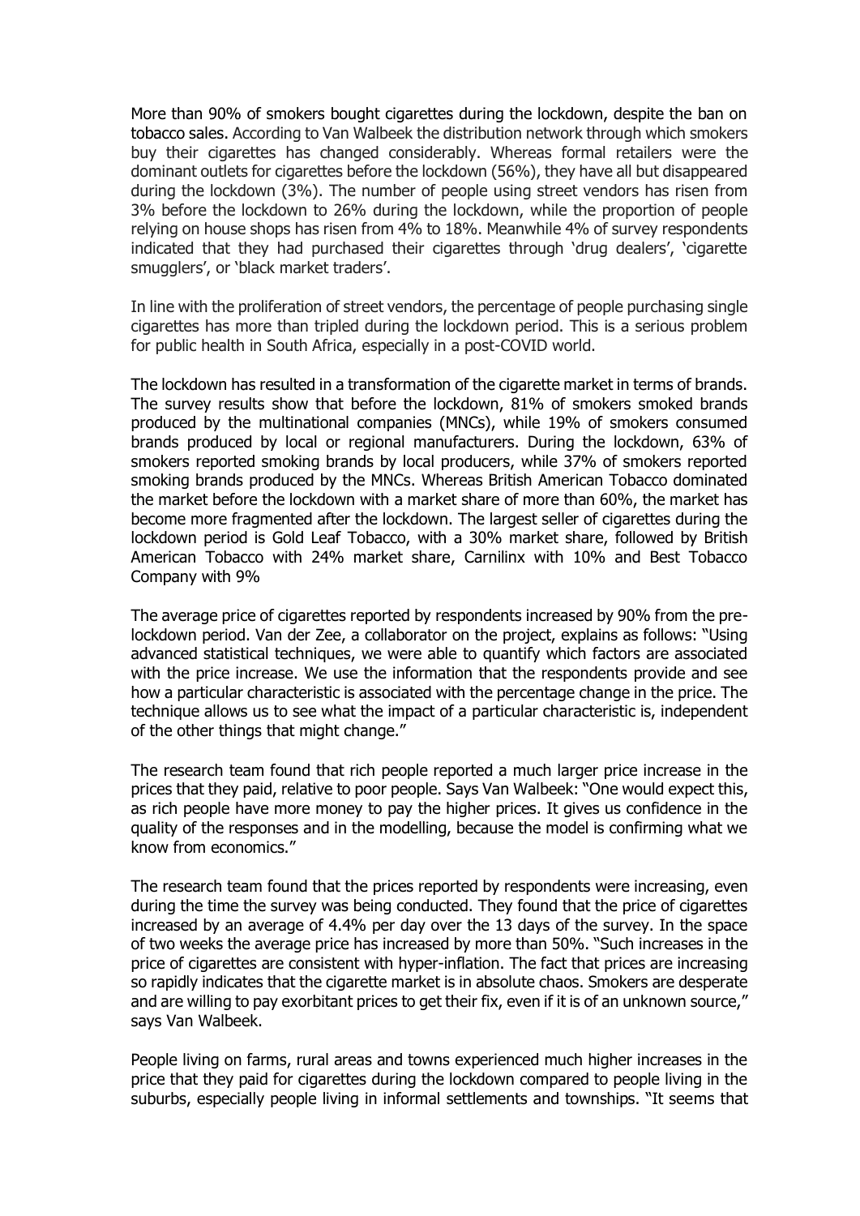More than 90% of smokers bought cigarettes during the lockdown, despite the ban on tobacco sales. According to Van Walbeek the distribution network through which smokers buy their cigarettes has changed considerably. Whereas formal retailers were the dominant outlets for cigarettes before the lockdown (56%), they have all but disappeared during the lockdown (3%). The number of people using street vendors has risen from 3% before the lockdown to 26% during the lockdown, while the proportion of people relying on house shops has risen from 4% to 18%. Meanwhile 4% of survey respondents indicated that they had purchased their cigarettes through 'drug dealers', 'cigarette smugglers', or 'black market traders'.

In line with the proliferation of street vendors, the percentage of people purchasing single cigarettes has more than tripled during the lockdown period. This is a serious problem for public health in South Africa, especially in a post-COVID world.

The lockdown has resulted in a transformation of the cigarette market in terms of brands. The survey results show that before the lockdown, 81% of smokers smoked brands produced by the multinational companies (MNCs), while 19% of smokers consumed brands produced by local or regional manufacturers. During the lockdown, 63% of smokers reported smoking brands by local producers, while 37% of smokers reported smoking brands produced by the MNCs. Whereas British American Tobacco dominated the market before the lockdown with a market share of more than 60%, the market has become more fragmented after the lockdown. The largest seller of cigarettes during the lockdown period is Gold Leaf Tobacco, with a 30% market share, followed by British American Tobacco with 24% market share, Carnilinx with 10% and Best Tobacco Company with 9%

The average price of cigarettes reported by respondents increased by 90% from the pre-lockdown period. Van der Zee, a collaborator on the project, explains as follows: "Using advanced statistical techniques, we were able to quantify which factors are associated with the price increase. We use the information that the respondents provide and see how a particular characteristic is associated with the percentage change in the price. The technique allows us to see what the impact of a particular characteristic is, independent of the other things that might change."

The research team found that rich people reported a much larger price increase in the prices that they paid, relative to poor people. Says Van Walbeek: "One would expect this, as rich people have more money to pay the higher prices. It gives us confidence in the quality of the responses and in the modelling, because the model is confirming what we know from economics."

The research team found that the prices reported by respondents were increasing, even during the time the survey was being conducted. They found that the price of cigarettes increased by an average of 4.4% per day over the 13 days of the survey. In the space of two weeks the average price has increased by more than 50%. "Such increases in the price of cigarettes are consistent with hyper-inflation. The fact that prices are increasing so rapidly indicates that the cigarette market is in absolute chaos. Smokers are desperate and are willing to pay exorbitant prices to get their fix, even if it is of an unknown source," says Van Walbeek.

People living on farms, rural areas and towns experienced much higher increases in the price that they paid for cigarettes during the lockdown compared to people living in the suburbs, especially people living in informal settlements and townships. "It seems that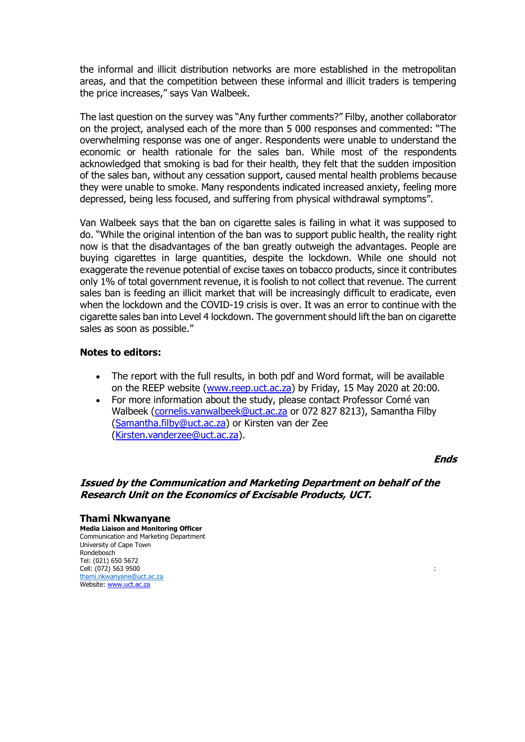the informal and illicit distribution networks are more established in the metropolitan areas, and that the competition between these informal and illicit traders is tempering the price increases," says Van Walbeek.

The last question on the survey was "Any further comments?" Filby, another collaborator on the project, analysed each of the more than 5 000 responses and commented: "The overwhelming response was one of anger. Respondents were unable to understand the economic or health rationale for the sales ban. While most of the respondents acknowledged that smoking is bad for their health, they felt that the sudden imposition of the sales ban, without any cessation support, caused mental health problems because they were unable to smoke. Many respondents indicated increased anxiety, feeling more depressed, being less focused, and suffering from physical withdrawal symptoms".

Van Walbeek says that the ban on cigarette sales is failing in what it was supposed to do. "While the original intention of the ban was to support public health, the reality right now is that the disadvantages of the ban greatly outweigh the advantages. People are buying cigarettes in large quantities, despite the lockdown. While one should not exaggerate the revenue potential of excise taxes on tobacco products, since it contributes only 1% of total government revenue, it is foolish to not collect that revenue. The current sales ban is feeding an illicit market that will be increasingly difficult to eradicate, even when the lockdown and the COVID-19 crisis is over. It was an error to continue with the cigarette sales ban into Level 4 lockdown. The government should lift the ban on cigarette sales as soon as possible."

**Notes to editors:**

- The report with the full results, in both pdf and Word format, will be available on the REEP website (www.reep.uct.ac.za) by Friday, 15 May 2020 at 20:00.
- For more information about the study, please contact Professor Corné van Walbeek (cornelis.vanwalbeek@uct.ac.za or 072 827 8213), Samantha Filby (Samantha.filby@uct.ac.za) or Kirsten van der Zee (Kirsten.vanderzee@uct.ac.za).

***Ends***

***Issued by the Communication and Marketing Department on behalf of the Research Unit on the Economics of Excisable Products, UCT.***

**Thami Nkwanyane**
**Media Liaison and Monitoring Officer**
Communication and Marketing Department
University of Cape Town
Rondebosch
Tel: (021) 650 5672
Cell: (072) 563 9500
thami.nkwanyane@uct.ac.za
Website: www.uct.ac.za